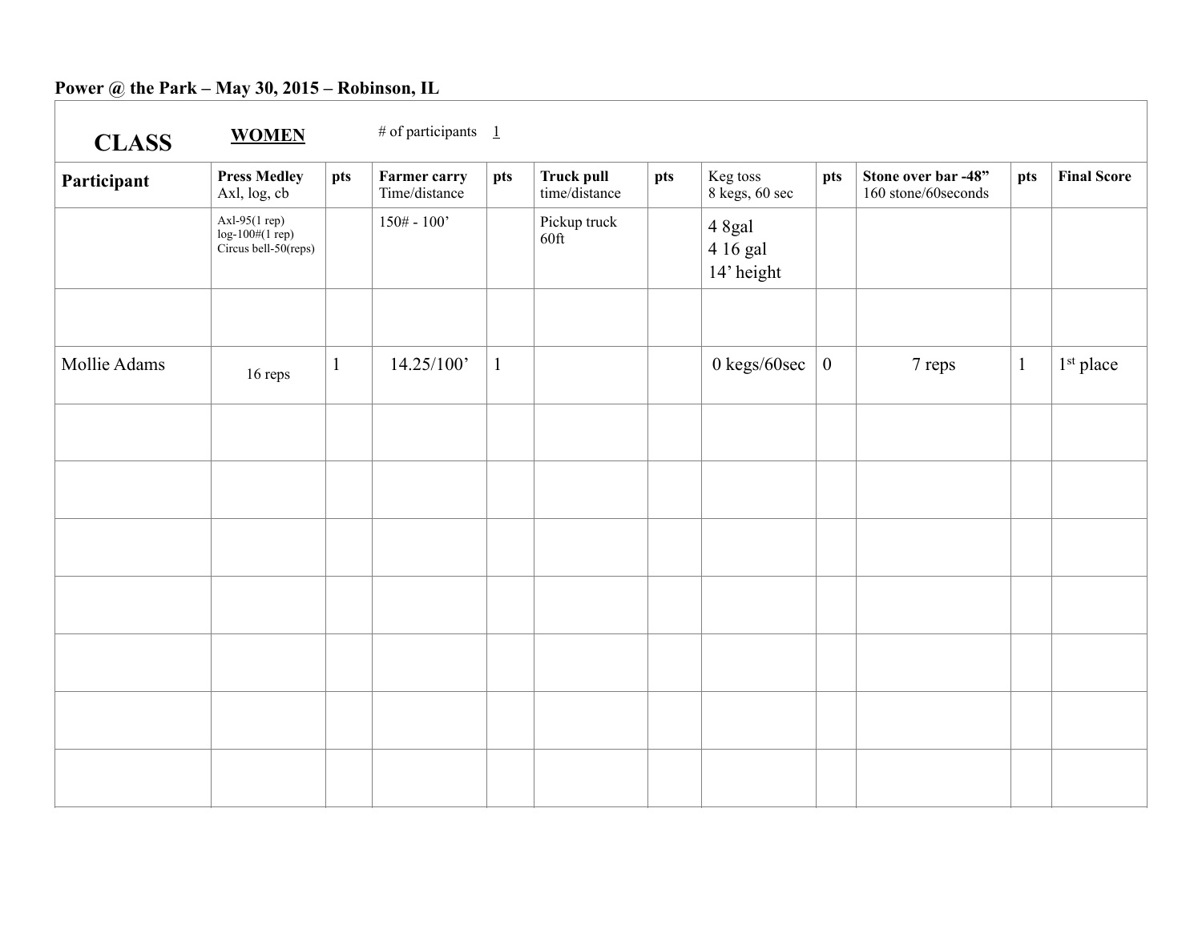# Power @ the Park – May 30, 2015 – Robinson, IL

| **CLASS** | **WOMEN** | # of participants 1 | | | | | | | | | | |
|---|---|---|---|---|---|---|---|---|---|---|---|---|
| **Participant** | **Press Medley** Axl, log, cb | **pts** | **Farmer carry** Time/distance | **pts** | **Truck pull** time/distance | **pts** | Keg toss 8 kegs, 60 sec | **pts** | **Stone over bar -48"** 160 stone/60seconds | **pts** | **Final Score** |
| | Axl-95(1 rep) log-100#(1 rep) Circus bell-50(reps) | | 150# - 100' | | Pickup truck 60ft | | 4 8gal 4 16 gal 14' height | | | | |
| | | | | | | | | | | | |
| Mollie Adams | 16 reps | 1 | 14.25/100' | 1 | | | 0 kegs/60sec | 0 | 7 reps | 1 | 1st place |
| | | | | | | | | | | | |
| | | | | | | | | | | | |
| | | | | | | | | | | | |
| | | | | | | | | | | | |
| | | | | | | | | | | | |
| | | | | | | | | | | | |
| | | | | | | | | | | | |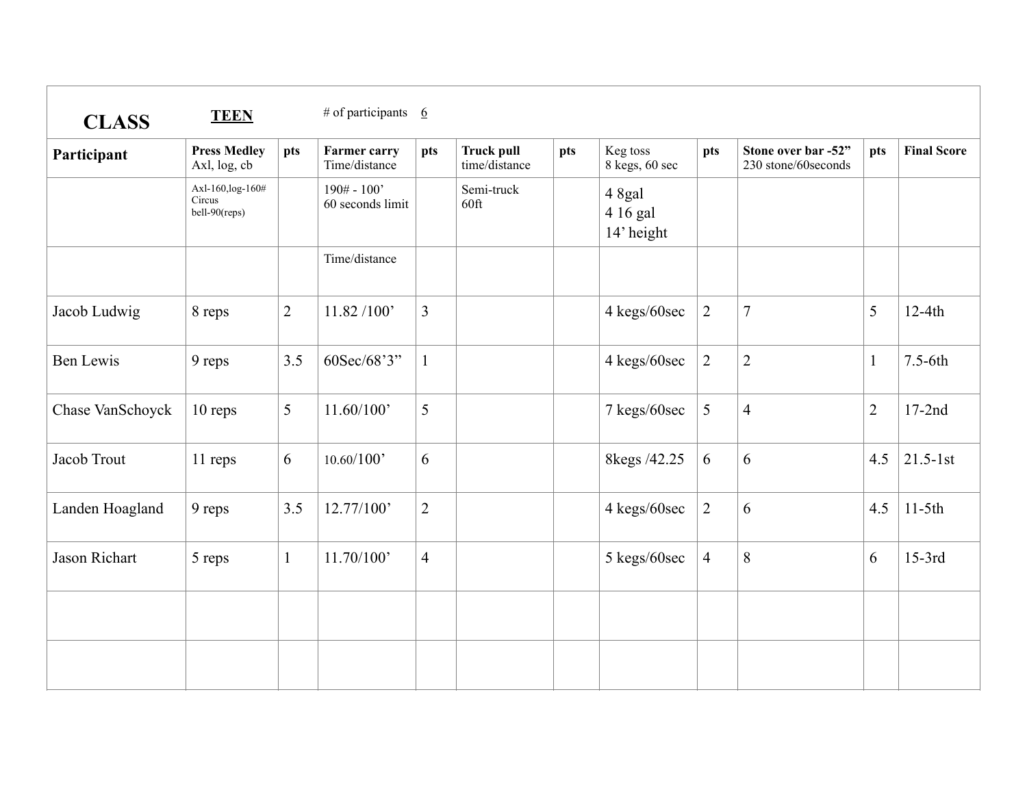| CLASS | TEEN | # of participants 6 | | | | | | | | | | |
|---|---|---|---|---|---|---|---|---|---|---|---|---|
| **Participant** | **Press Medley** Axl, log, cb | **pts** | **Farmer carry** Time/distance | **pts** | **Truck pull** time/distance | **pts** | Keg toss 8 kegs, 60 sec | **pts** | **Stone over bar -52”** 230 stone/60seconds | **pts** | **Final Score** |
| | Axl-160,log-160# Circus bell-90(reps) | | 190# - 100’ 60 seconds limit | | Semi-truck 60ft | | 4 8gal 4 16 gal 14’ height | | | | |
| | | | Time/distance | | | | | | | | |
| Jacob Ludwig | 8 reps | 2 | 11.82 /100’ | 3 | | | 4 kegs/60sec | 2 | 7 | 5 | 12-4th |
| Ben Lewis | 9 reps | 3.5 | 60Sec/68’3” | 1 | | | 4 kegs/60sec | 2 | 2 | 1 | 7.5-6th |
| Chase VanSchoyck | 10 reps | 5 | 11.60/100’ | 5 | | | 7 kegs/60sec | 5 | 4 | 2 | 17-2nd |
| Jacob Trout | 11 reps | 6 | 10.60/100’ | 6 | | | 8kegs /42.25 | 6 | 6 | 4.5 | 21.5-1st |
| Landen Hoagland | 9 reps | 3.5 | 12.77/100’ | 2 | | | 4 kegs/60sec | 2 | 6 | 4.5 | 11-5th |
| Jason Richart | 5 reps | 1 | 11.70/100’ | 4 | | | 5 kegs/60sec | 4 | 8 | 6 | 15-3rd |
| | | | | | | | | | | | |
| | | | | | | | | | | | |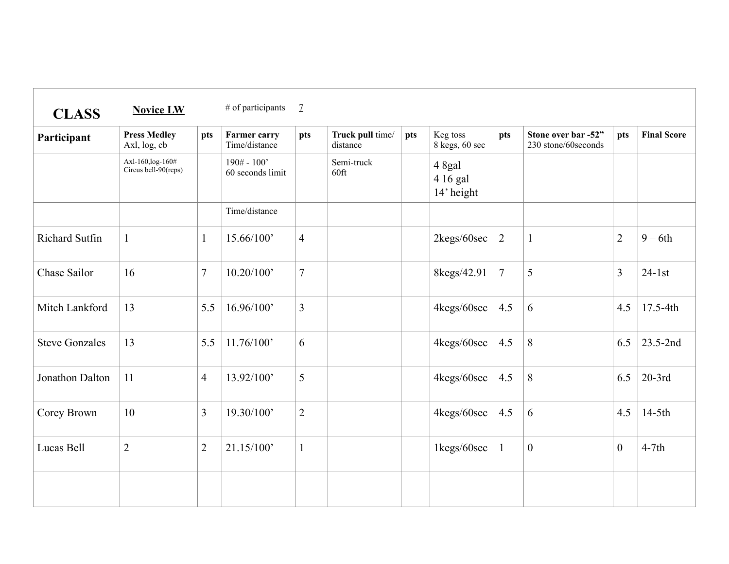| **CLASS** | **Novice LW** | # of participants | 7 | | | | | | | | | |
|---|---|---|---|---|---|---|---|---|---|---|---|---|
| **Participant** | **Press Medley** Axl, log, cb | **pts** | **Farmer carry** Time/distance | **pts** | **Truck pull** time/ distance | **pts** | Keg toss 8 kegs, 60 sec | **pts** | **Stone over bar -52"** 230 stone/60seconds | **pts** | **Final Score** |
| | Axl-160,log-160# Circus bell-90(reps) | | 190# - 100' 60 seconds limit | | Semi-truck 60ft | | 4 8gal 4 16 gal 14' height | | | | |
| | | | Time/distance | | | | | | | | |
| Richard Sutfin | 1 | 1 | 15.66/100' | 4 | | | 2kegs/60sec | 2 | 1 | 2 | 9 – 6th |
| Chase Sailor | 16 | 7 | 10.20/100' | 7 | | | 8kegs/42.91 | 7 | 5 | 3 | 24-1st |
| Mitch Lankford | 13 | 5.5 | 16.96/100' | 3 | | | 4kegs/60sec | 4.5 | 6 | 4.5 | 17.5-4th |
| Steve Gonzales | 13 | 5.5 | 11.76/100' | 6 | | | 4kegs/60sec | 4.5 | 8 | 6.5 | 23.5-2nd |
| Jonathon Dalton | 11 | 4 | 13.92/100' | 5 | | | 4kegs/60sec | 4.5 | 8 | 6.5 | 20-3rd |
| Corey Brown | 10 | 3 | 19.30/100' | 2 | | | 4kegs/60sec | 4.5 | 6 | 4.5 | 14-5th |
| Lucas Bell | 2 | 2 | 21.15/100' | 1 | | | 1kegs/60sec | 1 | 0 | 0 | 4-7th |
| | | | | | | | | | | | |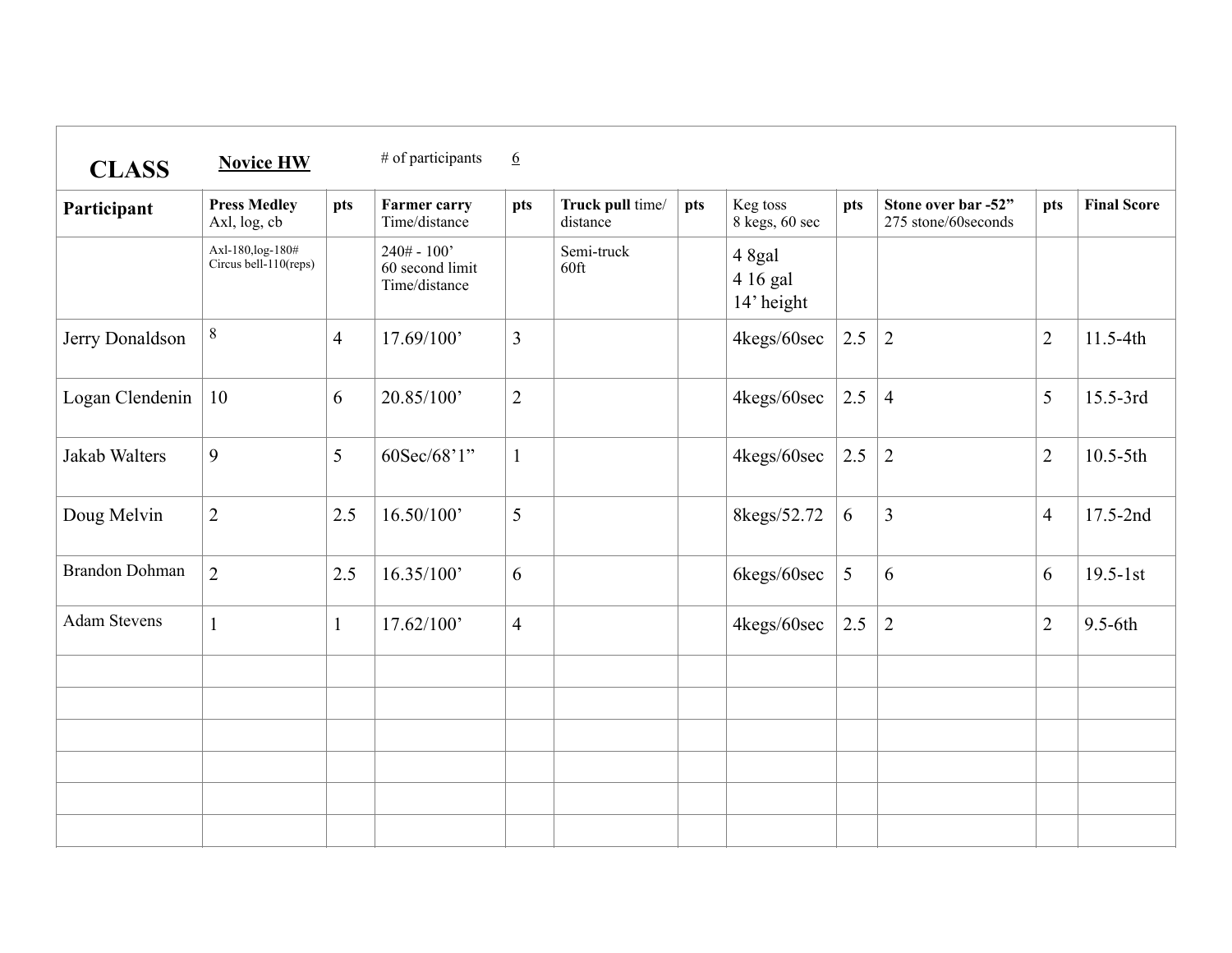**CLASS** **Novice HW** # of participants 6

| Participant | Press Medley Axl, log, cb | pts | Farmer carry Time/distance | pts | Truck pull time/ distance | pts | Keg toss 8 kegs, 60 sec | pts | Stone over bar -52" 275 stone/60seconds | pts | Final Score |
|---|---|---|---|---|---|---|---|---|---|---|---|
| | Axl-180,log-180# Circus bell-110(reps) | | 240# - 100' 60 second limit Time/distance | | Semi-truck 60ft | | 4 8gal 4 16 gal 14' height | | | | |
| Jerry Donaldson | 8 | 4 | 17.69/100' | 3 | | | 4kegs/60sec | 2.5 | 2 | 2 | 11.5-4th |
| Logan Clendenin | 10 | 6 | 20.85/100' | 2 | | | 4kegs/60sec | 2.5 | 4 | 5 | 15.5-3rd |
| Jakab Walters | 9 | 5 | 60Sec/68'1" | 1 | | | 4kegs/60sec | 2.5 | 2 | 2 | 10.5-5th |
| Doug Melvin | 2 | 2.5 | 16.50/100' | 5 | | | 8kegs/52.72 | 6 | 3 | 4 | 17.5-2nd |
| Brandon Dohman | 2 | 2.5 | 16.35/100' | 6 | | | 6kegs/60sec | 5 | 6 | 6 | 19.5-1st |
| Adam Stevens | 1 | 1 | 17.62/100' | 4 | | | 4kegs/60sec | 2.5 | 2 | 2 | 9.5-6th |
| | | | | | | | | | | | |
| | | | | | | | | | | | |
| | | | | | | | | | | | |
| | | | | | | | | | | | |
| | | | | | | | | | | | |
| | | | | | | | | | | | |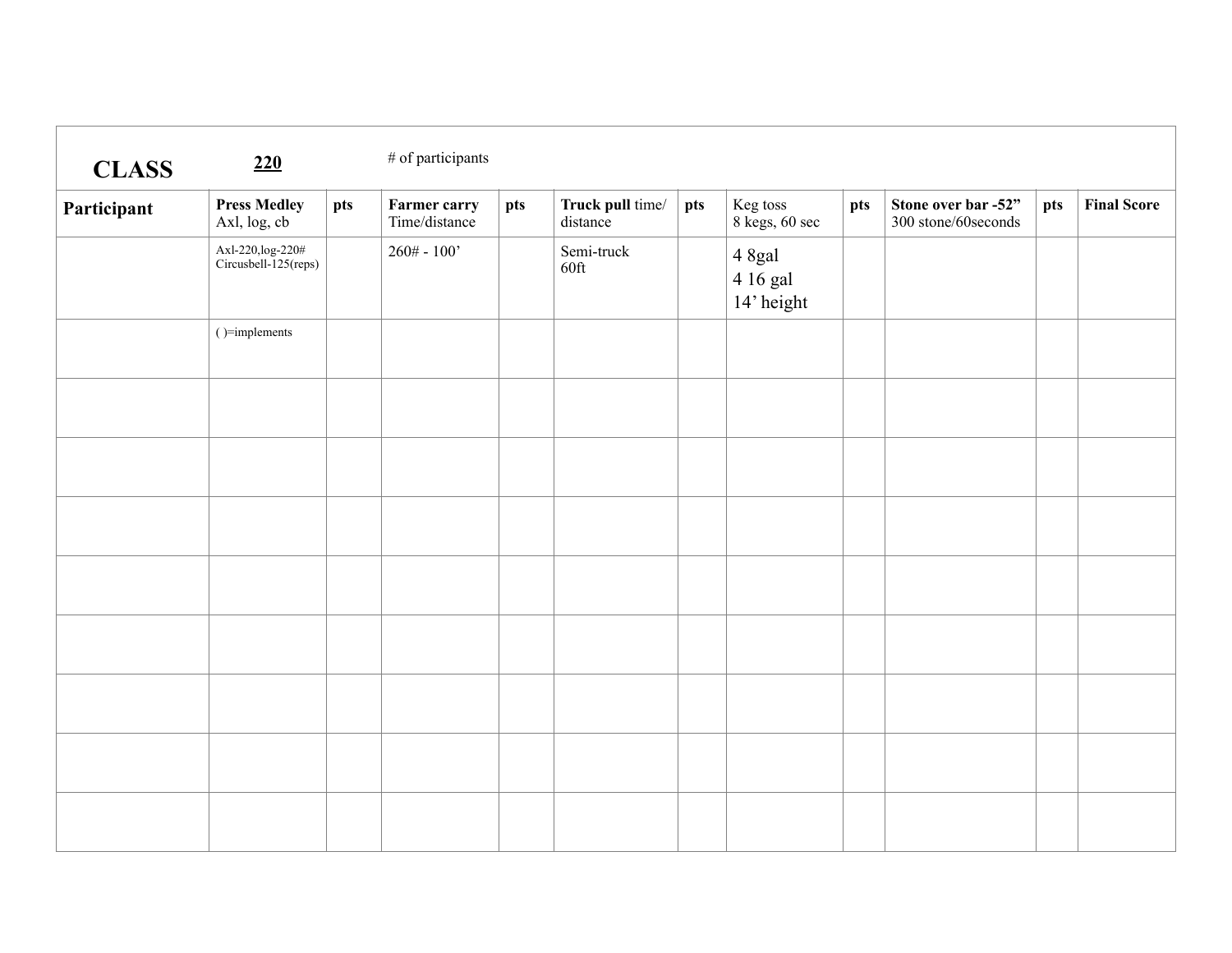| **CLASS** | **220** | # of participants | | | | | | | | | | |
|---|---|---|---|---|---|---|---|---|---|---|---|---|
| **Participant** | **Press Medley** Axl, log, cb | **pts** | **Farmer carry** Time/distance | **pts** | **Truck pull** time/ distance | **pts** | Keg toss 8 kegs, 60 sec | **pts** | **Stone over bar -52"** 300 stone/60seconds | **pts** | **Final Score** |
| | Axl-220,log-220# Circusbell-125(reps) | | 260# - 100' | | Semi-truck 60ft | | 4 8gal 4 16 gal 14' height | | | | |
| | ( )=implements | | | | | | | | | | |
| | | | | | | | | | | | |
| | | | | | | | | | | | |
| | | | | | | | | | | | |
| | | | | | | | | | | | |
| | | | | | | | | | | | |
| | | | | | | | | | | | |
| | | | | | | | | | | | |
| | | | | | | | | | | | |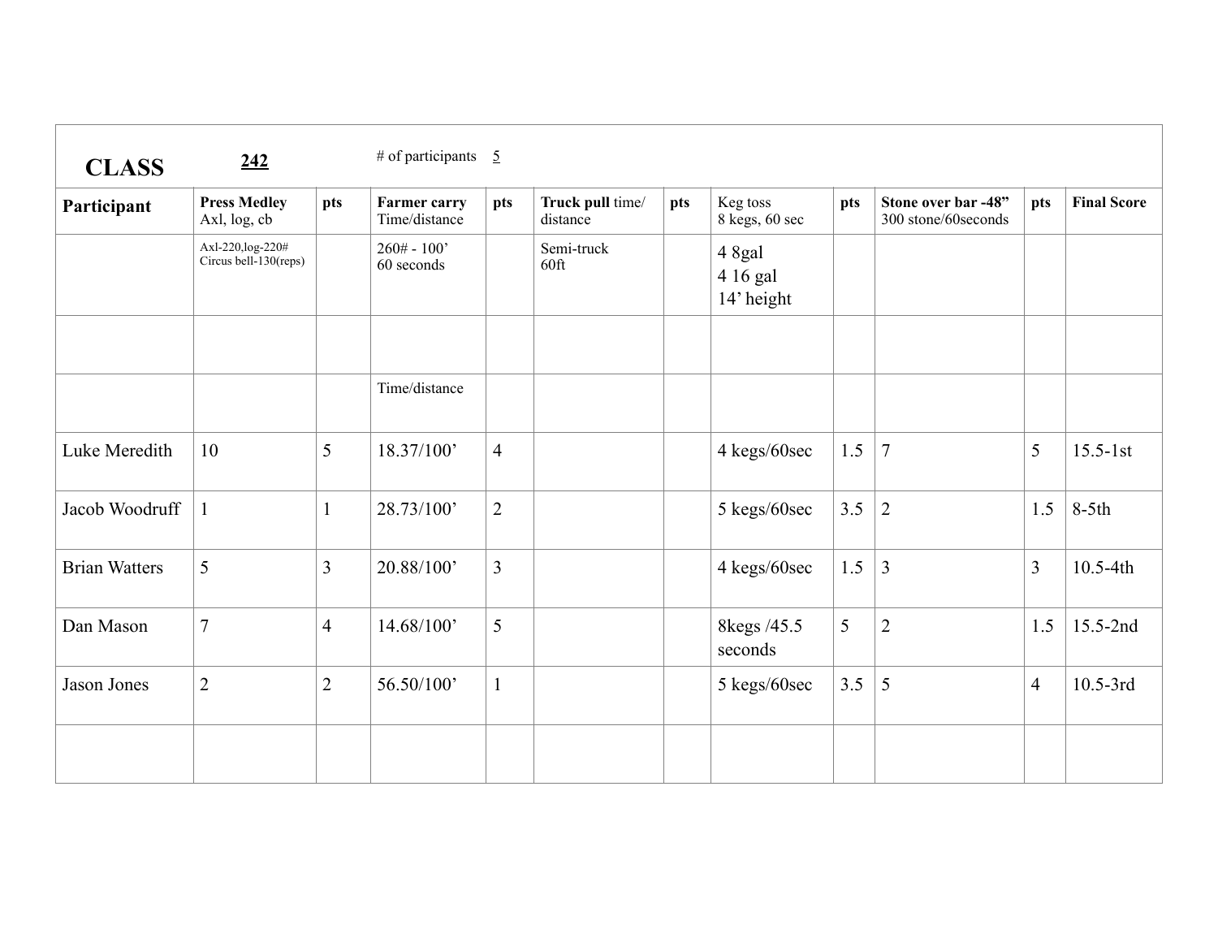| **CLASS** | **242** | # of participants 5 | | | | | | | | | |
|---|---|---|---|---|---|---|---|---|---|---|---|
| **Participant** | **Press Medley** Axl, log, cb | **pts** | **Farmer carry** Time/distance | **pts** | **Truck pull** time/ distance | **pts** | Keg toss 8 kegs, 60 sec | **pts** | **Stone over bar -48”** 300 stone/60seconds | **pts** | **Final Score** |
| | Axl-220,log-220# Circus bell-130(reps) | | 260# - 100’ 60 seconds | | Semi-truck 60ft | | 4 8gal 4 16 gal 14’ height | | | | |
| | | | | | | | | | | | |
| | | | Time/distance | | | | | | | | |
| Luke Meredith | 10 | 5 | 18.37/100’ | 4 | | | 4 kegs/60sec | 1.5 | 7 | 5 | 15.5-1st |
| Jacob Woodruff | 1 | 1 | 28.73/100’ | 2 | | | 5 kegs/60sec | 3.5 | 2 | 1.5 | 8-5th |
| Brian Watters | 5 | 3 | 20.88/100’ | 3 | | | 4 kegs/60sec | 1.5 | 3 | 3 | 10.5-4th |
| Dan Mason | 7 | 4 | 14.68/100’ | 5 | | | 8kegs /45.5 seconds | 5 | 2 | 1.5 | 15.5-2nd |
| Jason Jones | 2 | 2 | 56.50/100’ | 1 | | | 5 kegs/60sec | 3.5 | 5 | 4 | 10.5-3rd |
| | | | | | | | | | | | |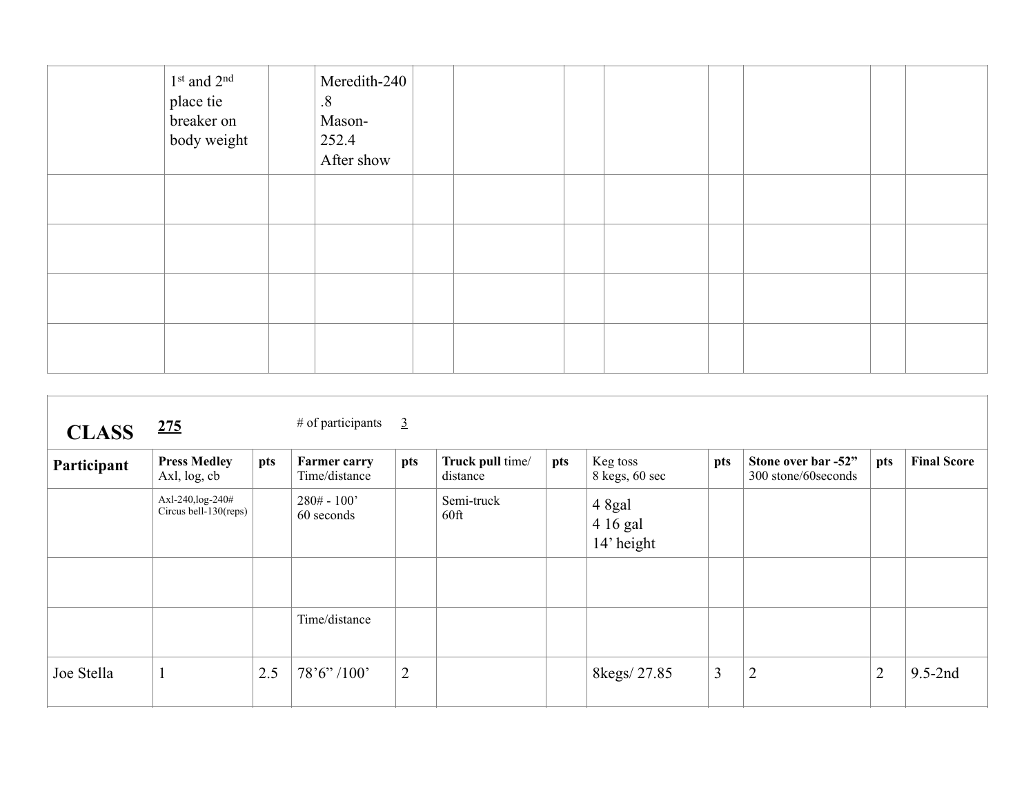| | | | | | | | | | | | |
|---|---|---|---|---|---|---|---|---|---|---|---|
| | 1st and 2nd place tie breaker on body weight | | Meredith-240.8 Mason-252.4 After show | | | | | | | | |
| | | | | | | | | | | | |
| | | | | | | | | | | | |
| | | | | | | | | | | | |
| | | | | | | | | | | | |

**CLASS** **275** # of participants 3

| Participant | **Press Medley** Axl, log, cb | pts | **Farmer carry** Time/distance | pts | **Truck pull** time/distance | pts | Keg toss 8 kegs, 60 sec | pts | **Stone over bar -52"** 300 stone/60seconds | pts | **Final Score** |
|---|---|---|---|---|---|---|---|---|---|---|---|
| | Axl-240,log-240# Circus bell-130(reps) | | 280# - 100' 60 seconds | | Semi-truck 60ft | | 4 8gal 4 16 gal 14' height | | | | |
| | | | | | | | | | | | |
| | | | Time/distance | | | | | | | | |
| Joe Stella | 1 | 2.5 | 78'6" /100' | 2 | | | 8kegs/ 27.85 | 3 | 2 | 2 | 9.5-2nd |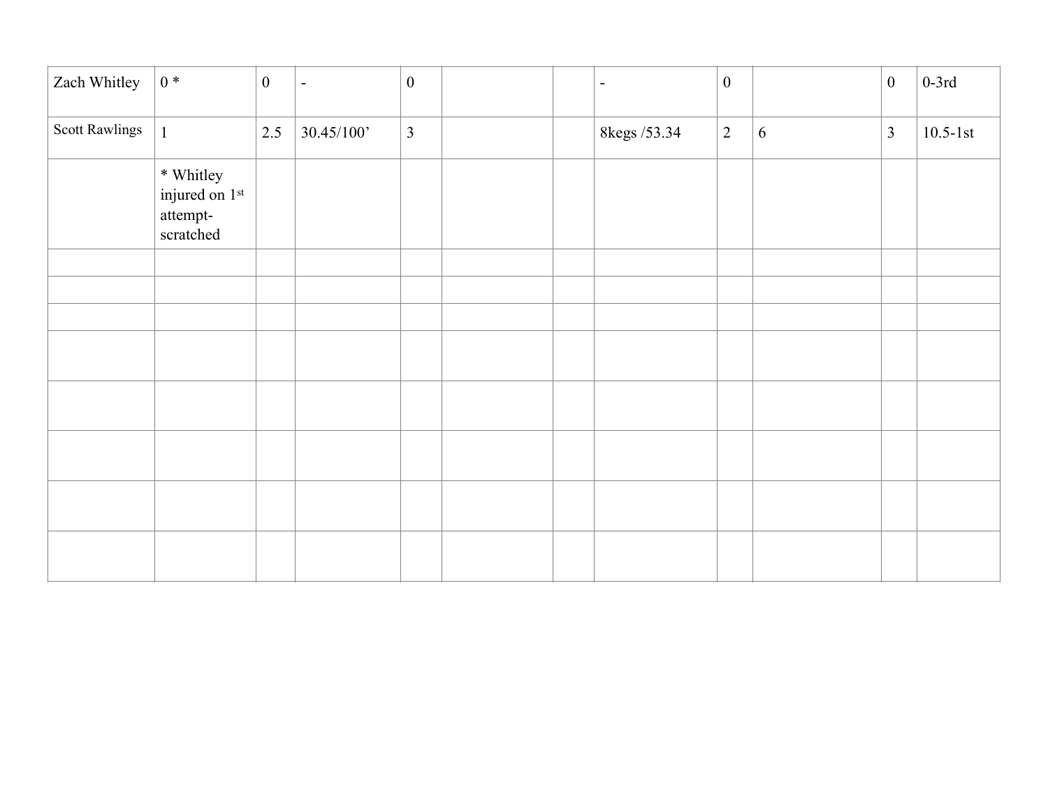| Zach Whitley | 0 * | 0 | - | 0 | | | - | 0 | | 0 | 0-3rd |
|---|---|---|---|---|---|---|---|---|---|---|---|
| Scott Rawlings | 1 | 2.5 | 30.45/100’ | 3 | | | 8kegs /53.34 | 2 | 6 | 3 | 10.5-1st |
| | * Whitley injured on 1st attempt- scratched | | | | | | | | | | |
| | | | | | | | | | | | |
| | | | | | | | | | | | |
| | | | | | | | | | | | |
| | | | | | | | | | | | |
| | | | | | | | | | | | |
| | | | | | | | | | | | |
| | | | | | | | | | | | |
| | | | | | | | | | | | |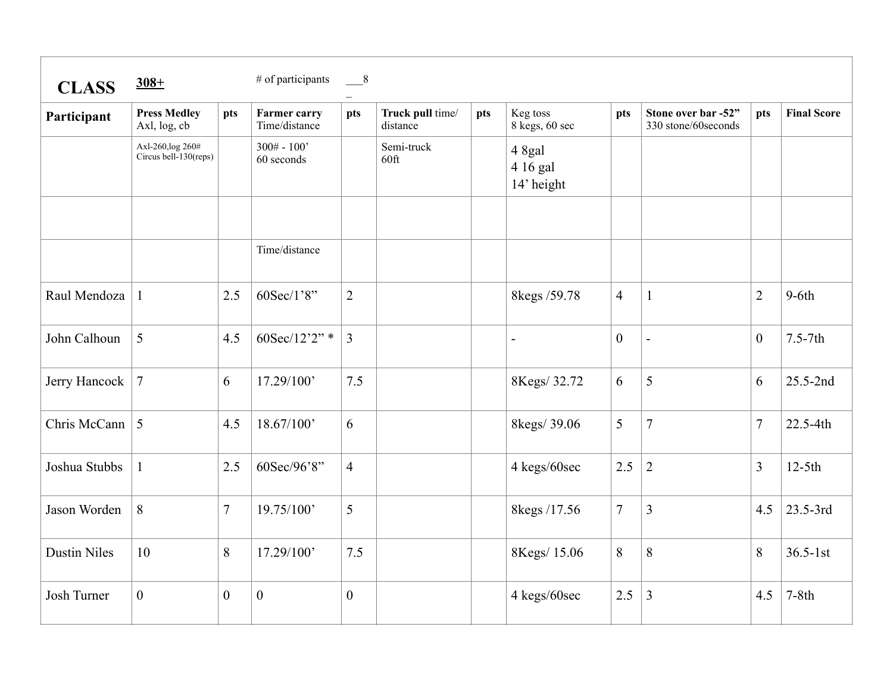| **CLASS** | **308+** | | # of participants | ___8_ | | | | | | | | |
|---|---|---|---|---|---|---|---|---|---|---|---|---|
| **Participant** | **Press Medley** Axl, log, cb | **pts** | **Farmer carry** Time/distance | **pts** | **Truck pull** time/ distance | **pts** | Keg toss 8 kegs, 60 sec | **pts** | **Stone over bar -52”** 330 stone/60seconds | **pts** | **Final Score** |
| | Axl-260,log 260# Circus bell-130(reps) | | 300# - 100’ 60 seconds | | Semi-truck 60ft | | 4 8gal 4 16 gal 14’ height | | | | |
| | | | | | | | | | | | |
| | | | Time/distance | | | | | | | | |
| Raul Mendoza | 1 | 2.5 | 60Sec/1’8” | 2 | | | 8kegs /59.78 | 4 | 1 | 2 | 9-6th |
| John Calhoun | 5 | 4.5 | 60Sec/12’2” * | 3 | | | - | 0 | - | 0 | 7.5-7th |
| Jerry Hancock | 7 | 6 | 17.29/100’ | 7.5 | | | 8Kegs/ 32.72 | 6 | 5 | 6 | 25.5-2nd |
| Chris McCann | 5 | 4.5 | 18.67/100’ | 6 | | | 8kegs/ 39.06 | 5 | 7 | 7 | 22.5-4th |
| Joshua Stubbs | 1 | 2.5 | 60Sec/96’8” | 4 | | | 4 kegs/60sec | 2.5 | 2 | 3 | 12-5th |
| Jason Worden | 8 | 7 | 19.75/100’ | 5 | | | 8kegs /17.56 | 7 | 3 | 4.5 | 23.5-3rd |
| Dustin Niles | 10 | 8 | 17.29/100’ | 7.5 | | | 8Kegs/ 15.06 | 8 | 8 | 8 | 36.5-1st |
| Josh Turner | 0 | 0 | 0 | 0 | | | 4 kegs/60sec | 2.5 | 3 | 4.5 | 7-8th |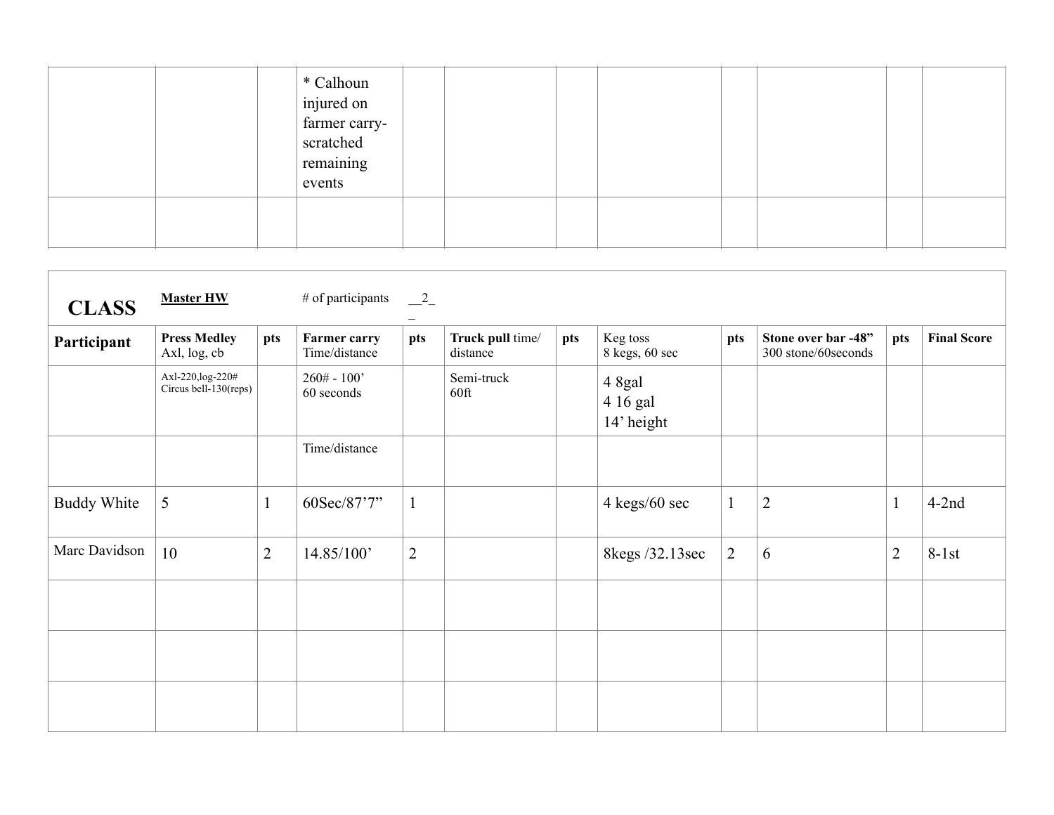| | | | | | | | | | | | |
|---|---|---|---|---|---|---|---|---|---|---|---|
| | | | * Calhoun injured on farmer carry-scratched remaining events | | | | | | | | |
| | | | | | | | | | | | |

| **CLASS** | **Master HW** | | # of participants | __2_ _ | | | | | | | |
|---|---|---|---|---|---|---|---|---|---|---|---|
| **Participant** | **Press Medley** Axl, log, cb | **pts** | **Farmer carry** Time/distance | **pts** | **Truck pull** time/ distance | **pts** | Keg toss 8 kegs, 60 sec | **pts** | **Stone over bar -48"** 300 stone/60seconds | **pts** | **Final Score** |
| | Axl-220,log-220# Circus bell-130(reps) | | 260# - 100' 60 seconds | | Semi-truck 60ft | | 4 8gal 4 16 gal 14' height | | | | |
| | | | Time/distance | | | | | | | | |
| Buddy White | 5 | 1 | 60Sec/87'7" | 1 | | | 4 kegs/60 sec | 1 | 2 | 1 | 4-2nd |
| Marc Davidson | 10 | 2 | 14.85/100' | 2 | | | 8kegs /32.13sec | 2 | 6 | 2 | 8-1st |
| | | | | | | | | | | | |
| | | | | | | | | | | | |
| | | | | | | | | | | | |